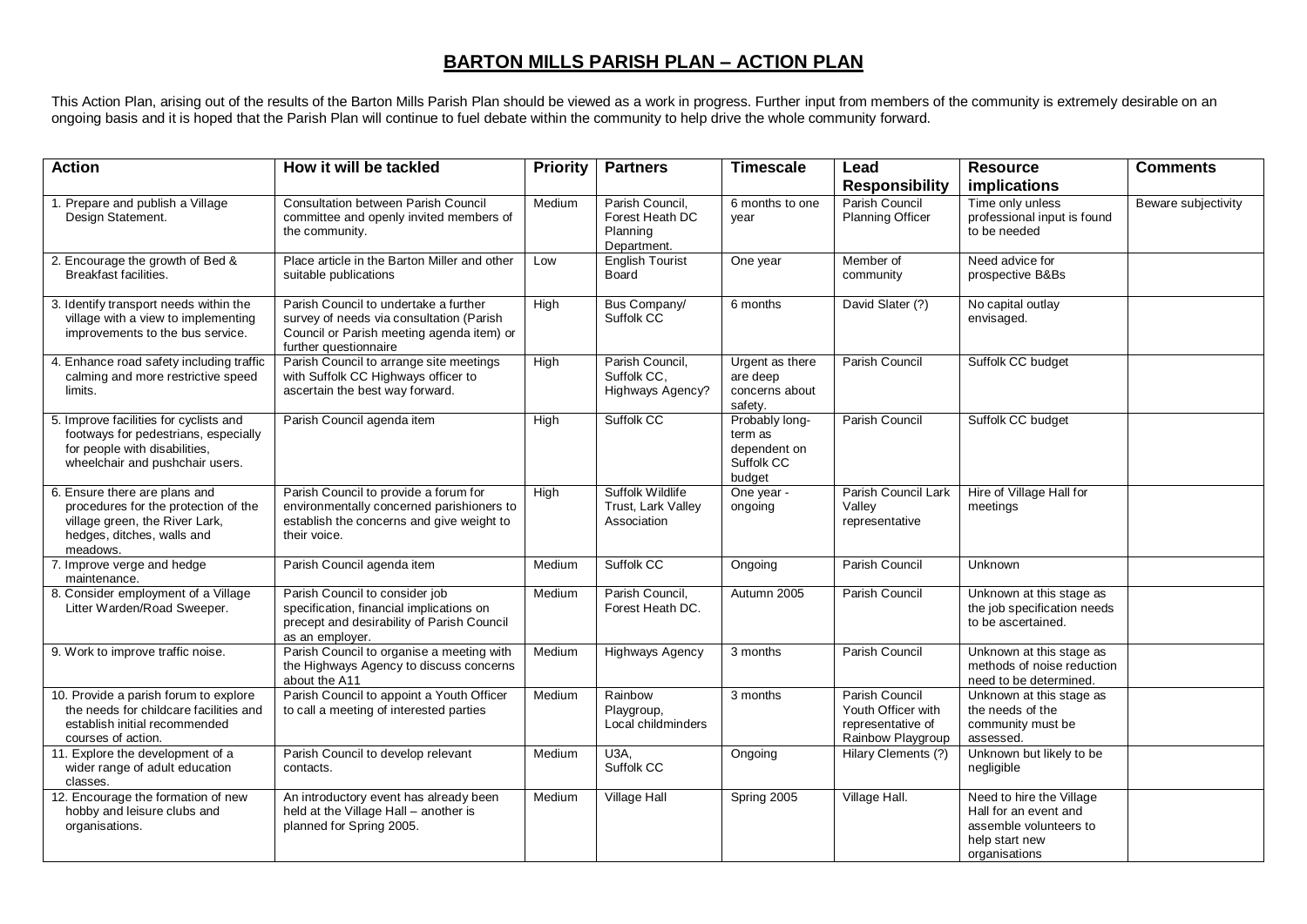# BARTON MILLS PARISH PLAN – ACTION PLAN

This Action Plan, arising out of the results of the Barton Mills Parish Plan should be viewed as a work in progress. Further input from members of the community is extremely desirable on an ongoing basis and it is hoped that the Parish Plan will continue to fuel debate within the community to help drive the whole community forward.

| Action | How it will be tackled | Priority | Partners | Timescale | Lead Responsibility | Resource implications | Comments |
|---|---|---|---|---|---|---|---|
| 1. Prepare and publish a Village Design Statement. | Consultation between Parish Council committee and openly invited members of the community. | Medium | Parish Council, Forest Heath DC Planning Department. | 6 months to one year | Parish Council Planning Officer | Time only unless professional input is found to be needed | Beware subjectivity |
| 2. Encourage the growth of Bed & Breakfast facilities. | Place article in the Barton Miller and other suitable publications | Low | English Tourist Board | One year | Member of community | Need advice for prospective B&Bs | |
| 3. Identify transport needs within the village with a view to implementing improvements to the bus service. | Parish Council to undertake a further survey of needs via consultation (Parish Council or Parish meeting agenda item) or further questionnaire | High | Bus Company/ Suffolk CC | 6 months | David Slater (?) | No capital outlay envisaged. | |
| 4. Enhance road safety including traffic calming and more restrictive speed limits. | Parish Council to arrange site meetings with Suffolk CC Highways officer to ascertain the best way forward. | High | Parish Council, Suffolk CC, Highways Agency? | Urgent as there are deep concerns about safety. | Parish Council | Suffolk CC budget | |
| 5. Improve facilities for cyclists and footways for pedestrians, especially for people with disabilities, wheelchair and pushchair users. | Parish Council agenda item | High | Suffolk CC | Probably long-term as dependent on Suffolk CC budget | Parish Council | Suffolk CC budget | |
| 6. Ensure there are plans and procedures for the protection of the village green, the River Lark, hedges, ditches, walls and meadows. | Parish Council to provide a forum for environmentally concerned parishioners to establish the concerns and give weight to their voice. | High | Suffolk Wildlife Trust, Lark Valley Association | One year - ongoing | Parish Council Lark Valley representative | Hire of Village Hall for meetings | |
| 7. Improve verge and hedge maintenance. | Parish Council agenda item | Medium | Suffolk CC | Ongoing | Parish Council | Unknown | |
| 8. Consider employment of a Village Litter Warden/Road Sweeper. | Parish Council to consider job specification, financial implications on precept and desirability of Parish Council as an employer. | Medium | Parish Council, Forest Heath DC. | Autumn 2005 | Parish Council | Unknown at this stage as the job specification needs to be ascertained. | |
| 9. Work to improve traffic noise. | Parish Council to organise a meeting with the Highways Agency to discuss concerns about the A11 | Medium | Highways Agency | 3 months | Parish Council | Unknown at this stage as methods of noise reduction need to be determined. | |
| 10. Provide a parish forum to explore the needs for childcare facilities and establish initial recommended courses of action. | Parish Council to appoint a Youth Officer to call a meeting of interested parties | Medium | Rainbow Playgroup, Local childminders | 3 months | Parish Council Youth Officer with representative of Rainbow Playgroup | Unknown at this stage as the needs of the community must be assessed. | |
| 11. Explore the development of a wider range of adult education classes. | Parish Council to develop relevant contacts. | Medium | U3A, Suffolk CC | Ongoing | Hilary Clements (?) | Unknown but likely to be negligible | |
| 12. Encourage the formation of new hobby and leisure clubs and organisations. | An introductory event has already been held at the Village Hall – another is planned for Spring 2005. | Medium | Village Hall | Spring 2005 | Village Hall. | Need to hire the Village Hall for an event and assemble volunteers to help start new organisations | |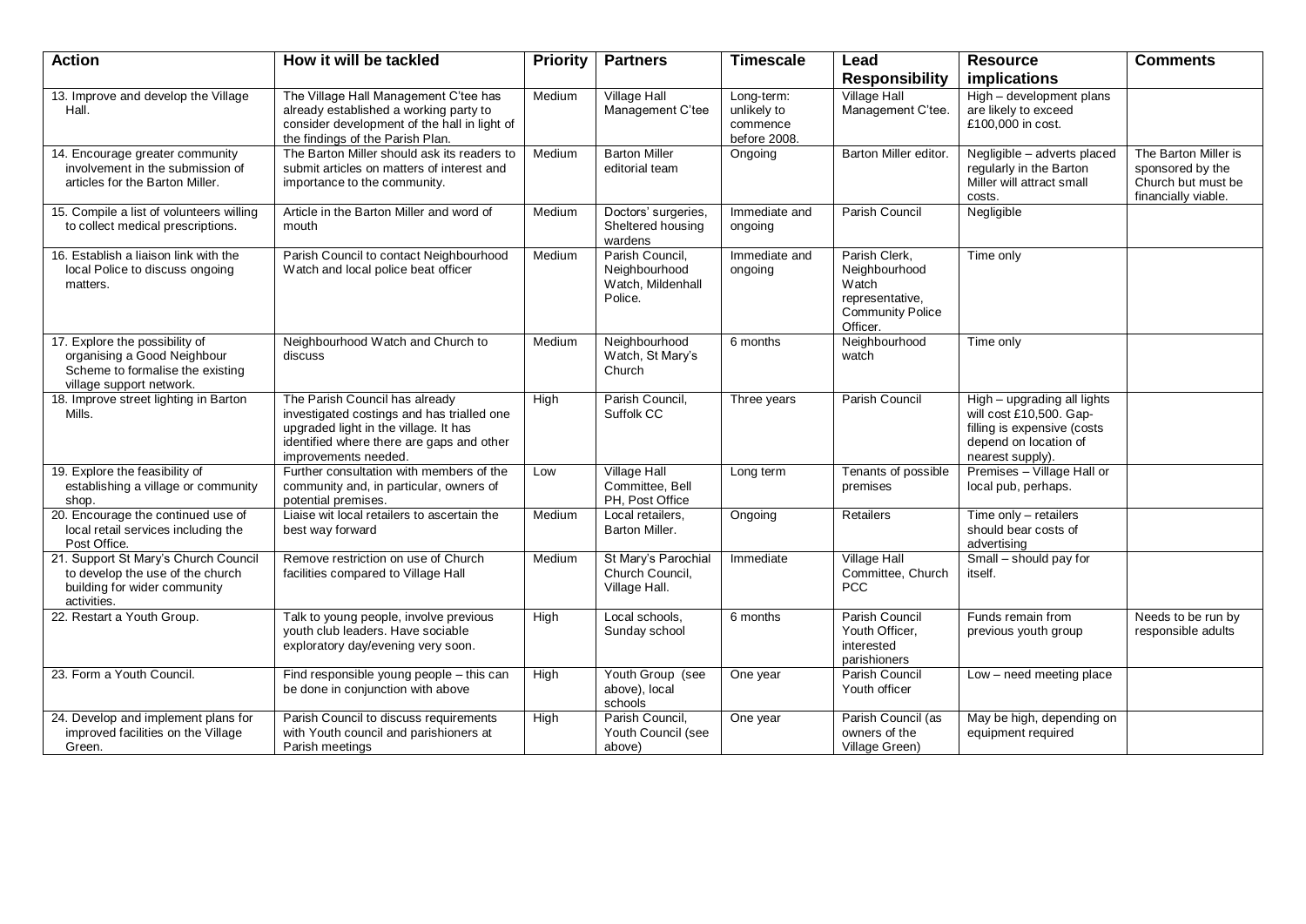| Action | How it will be tackled | Priority | Partners | Timescale | Lead Responsibility | Resource implications | Comments |
|---|---|---|---|---|---|---|---|
| 13. Improve and develop the Village Hall. | The Village Hall Management C'tee has already established a working party to consider development of the hall in light of the findings of the Parish Plan. | Medium | Village Hall Management C'tee | Long-term: unlikely to commence before 2008. | Village Hall Management C'tee. | High – development plans are likely to exceed £100,000 in cost. | |
| 14. Encourage greater community involvement in the submission of articles for the Barton Miller. | The Barton Miller should ask its readers to submit articles on matters of interest and importance to the community. | Medium | Barton Miller editorial team | Ongoing | Barton Miller editor. | Negligible – adverts placed regularly in the Barton Miller will attract small costs. | The Barton Miller is sponsored by the Church but must be financially viable. |
| 15. Compile a list of volunteers willing to collect medical prescriptions. | Article in the Barton Miller and word of mouth | Medium | Doctors' surgeries, Sheltered housing wardens | Immediate and ongoing | Parish Council | Negligible | |
| 16. Establish a liaison link with the local Police to discuss ongoing matters. | Parish Council to contact Neighbourhood Watch and local police beat officer | Medium | Parish Council, Neighbourhood Watch, Mildenhall Police. | Immediate and ongoing | Parish Clerk, Neighbourhood Watch representative, Community Police Officer. | Time only | |
| 17. Explore the possibility of organising a Good Neighbour Scheme to formalise the existing village support network. | Neighbourhood Watch and Church to discuss | Medium | Neighbourhood Watch, St Mary's Church | 6 months | Neighbourhood watch | Time only | |
| 18. Improve street lighting in Barton Mills. | The Parish Council has already investigated costings and has trialled one upgraded light in the village. It has identified where there are gaps and other improvements needed. | High | Parish Council, Suffolk CC | Three years | Parish Council | High – upgrading all lights will cost £10,500. Gap-filling is expensive (costs depend on location of nearest supply). | |
| 19. Explore the feasibility of establishing a village or community shop. | Further consultation with members of the community and, in particular, owners of potential premises. | Low | Village Hall Committee, Bell PH, Post Office | Long term | Tenants of possible premises | Premises – Village Hall or local pub, perhaps. | |
| 20. Encourage the continued use of local retail services including the Post Office. | Liaise wit local retailers to ascertain the best way forward | Medium | Local retailers, Barton Miller. | Ongoing | Retailers | Time only – retailers should bear costs of advertising | |
| 21. Support St Mary's Church Council to develop the use of the church building for wider community activities. | Remove restriction on use of Church facilities compared to Village Hall | Medium | St Mary's Parochial Church Council, Village Hall. | Immediate | Village Hall Committee, Church PCC | Small – should pay for itself. | |
| 22. Restart a Youth Group. | Talk to young people, involve previous youth club leaders. Have sociable exploratory day/evening very soon. | High | Local schools, Sunday school | 6 months | Parish Council Youth Officer, interested parishioners | Funds remain from previous youth group | Needs to be run by responsible adults |
| 23. Form a Youth Council. | Find responsible young people – this can be done in conjunction with above | High | Youth Group (see above), local schools | One year | Parish Council Youth officer | Low – need meeting place | |
| 24. Develop and implement plans for improved facilities on the Village Green. | Parish Council to discuss requirements with Youth council and parishioners at Parish meetings | High | Parish Council, Youth Council (see above) | One year | Parish Council (as owners of the Village Green) | May be high, depending on equipment required | |